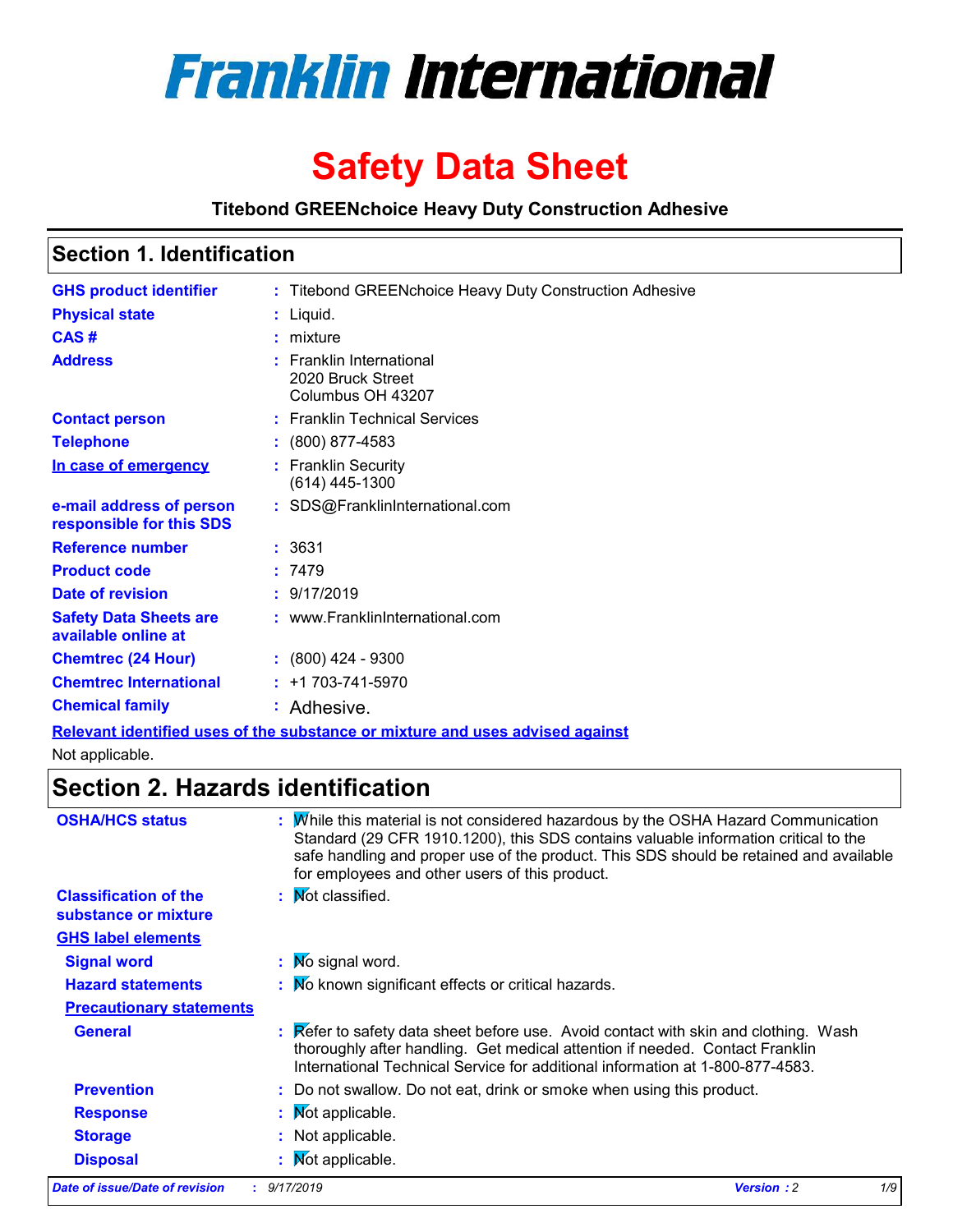# Franklin International

# Safety Data Sheet

**Titebond GREENchoice Heavy Duty Construction Adhesive**

## Section 1. Identification

| | | |
|---|---|---|
| **GHS product identifier** | : | Titebond GREENchoice Heavy Duty Construction Adhesive |
| **Physical state** | : | Liquid. |
| **CAS #** | : | mixture |
| **Address** | : | Franklin International<br>2020 Bruck Street<br>Columbus OH 43207 |
| **Contact person** | : | Franklin Technical Services |
| **Telephone** | : | (800) 877-4583 |
| **In case of emergency** | : | Franklin Security<br>(614) 445-1300 |
| **e-mail address of person responsible for this SDS** | : | SDS@FranklinInternational.com |
| **Reference number** | : | 3631 |
| **Product code** | : | 7479 |
| **Date of revision** | : | 9/17/2019 |
| **Safety Data Sheets are available online at** | : | www.FranklinInternational.com |
| **Chemtrec (24 Hour)** | : | (800) 424 - 9300 |
| **Chemtrec International** | : | +1 703-741-5970 |
| **Chemical family** | : | Adhesive. |

**Relevant identified uses of the substance or mixture and uses advised against**

Not applicable.

## Section 2. Hazards identification

| | | |
|---|---|---|
| **OSHA/HCS status** | : | While this material is not considered hazardous by the OSHA Hazard Communication Standard (29 CFR 1910.1200), this SDS contains valuable information critical to the safe handling and proper use of the product. This SDS should be retained and available for employees and other users of this product. |
| **Classification of the substance or mixture** | : | Not classified. |
| **GHS label elements** | | |
| **Signal word** | : | No signal word. |
| **Hazard statements** | : | No known significant effects or critical hazards. |
| **Precautionary statements** | | |
| **General** | : | Refer to safety data sheet before use. Avoid contact with skin and clothing. Wash thoroughly after handling. Get medical attention if needed. Contact Franklin International Technical Service for additional information at 1-800-877-4583. |
| **Prevention** | : | Do not swallow. Do not eat, drink or smoke when using this product. |
| **Response** | : | Not applicable. |
| **Storage** | : | Not applicable. |
| **Disposal** | : | Not applicable. |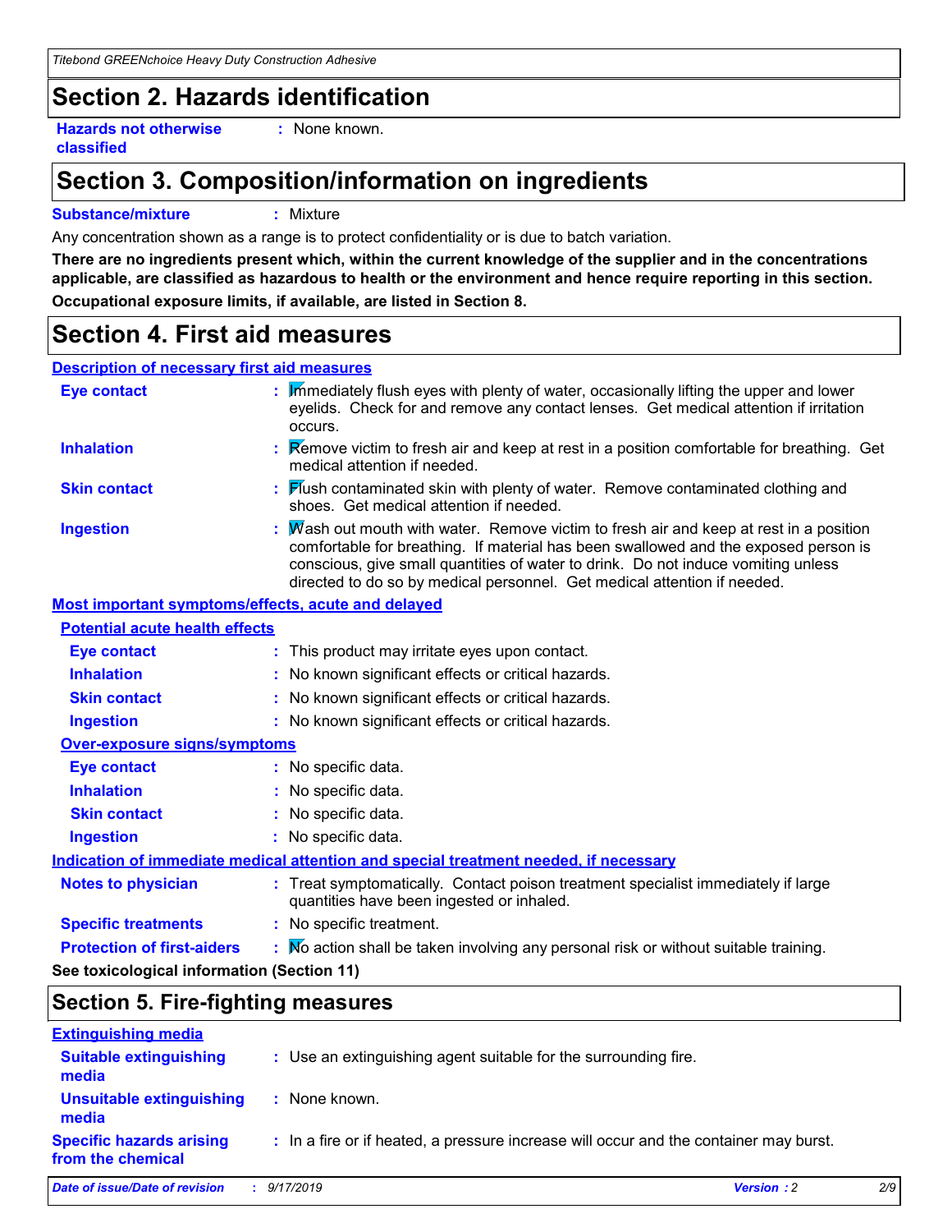## Section 2. Hazards identification

**Hazards not otherwise classified** : None known.

## Section 3. Composition/information on ingredients

**Substance/mixture** : Mixture

Any concentration shown as a range is to protect confidentiality or is due to batch variation.

**There are no ingredients present which, within the current knowledge of the supplier and in the concentrations applicable, are classified as hazardous to health or the environment and hence require reporting in this section.**

**Occupational exposure limits, if available, are listed in Section 8.**

## Section 4. First aid measures

**Description of necessary first aid measures**

**Eye contact** : Immediately flush eyes with plenty of water, occasionally lifting the upper and lower eyelids. Check for and remove any contact lenses. Get medical attention if irritation occurs.

**Inhalation** : Remove victim to fresh air and keep at rest in a position comfortable for breathing. Get medical attention if needed.

**Skin contact** : Flush contaminated skin with plenty of water. Remove contaminated clothing and shoes. Get medical attention if needed.

**Ingestion** : Wash out mouth with water. Remove victim to fresh air and keep at rest in a position comfortable for breathing. If material has been swallowed and the exposed person is conscious, give small quantities of water to drink. Do not induce vomiting unless directed to do so by medical personnel. Get medical attention if needed.

**Most important symptoms/effects, acute and delayed**

**Potential acute health effects**

**Eye contact** : This product may irritate eyes upon contact.

**Inhalation** : No known significant effects or critical hazards.

**Skin contact** : No known significant effects or critical hazards.

**Ingestion** : No known significant effects or critical hazards.

**Over-exposure signs/symptoms**

**Eye contact** : No specific data.

**Inhalation** : No specific data.

**Skin contact** : No specific data.

**Ingestion** : No specific data.

**Indication of immediate medical attention and special treatment needed, if necessary**

**Notes to physician** : Treat symptomatically. Contact poison treatment specialist immediately if large quantities have been ingested or inhaled.

**Specific treatments** : No specific treatment.

**Protection of first-aiders** : No action shall be taken involving any personal risk or without suitable training.

**See toxicological information (Section 11)**

## Section 5. Fire-fighting measures

**Extinguishing media**

**Suitable extinguishing media** : Use an extinguishing agent suitable for the surrounding fire.

**Unsuitable extinguishing media** : None known.

**Specific hazards arising from the chemical** : In a fire or if heated, a pressure increase will occur and the container may burst.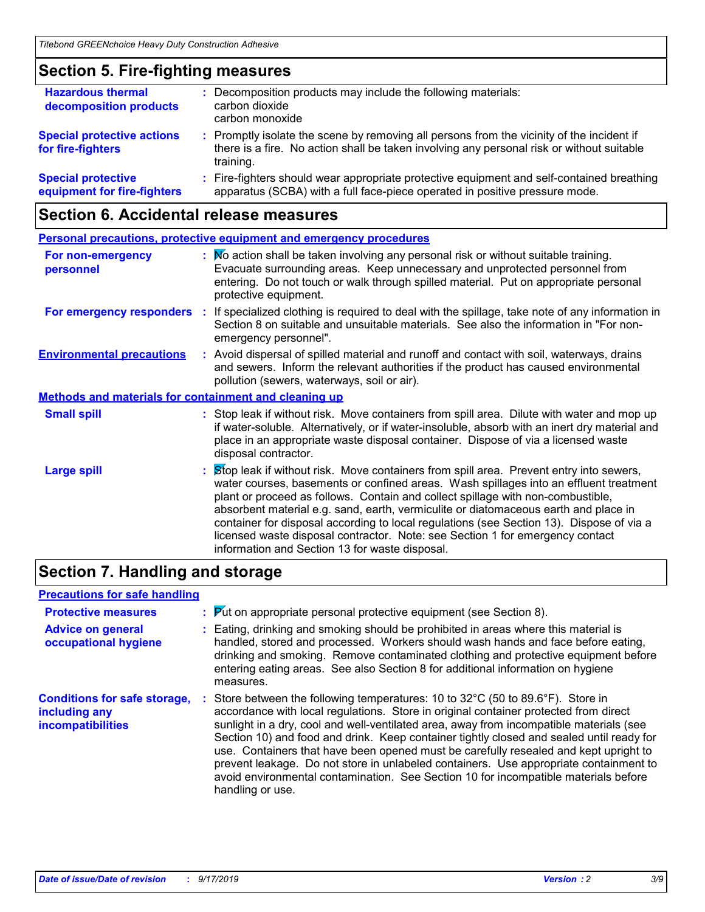## Section 5. Fire-fighting measures

**Hazardous thermal decomposition products** : Decomposition products may include the following materials:
carbon dioxide
carbon monoxide

**Special protective actions for fire-fighters** : Promptly isolate the scene by removing all persons from the vicinity of the incident if there is a fire. No action shall be taken involving any personal risk or without suitable training.

**Special protective equipment for fire-fighters** : Fire-fighters should wear appropriate protective equipment and self-contained breathing apparatus (SCBA) with a full face-piece operated in positive pressure mode.

## Section 6. Accidental release measures

**Personal precautions, protective equipment and emergency procedures**

**For non-emergency personnel** : No action shall be taken involving any personal risk or without suitable training. Evacuate surrounding areas. Keep unnecessary and unprotected personnel from entering. Do not touch or walk through spilled material. Put on appropriate personal protective equipment.

**For emergency responders** : If specialized clothing is required to deal with the spillage, take note of any information in Section 8 on suitable and unsuitable materials. See also the information in "For non-emergency personnel".

**Environmental precautions** : Avoid dispersal of spilled material and runoff and contact with soil, waterways, drains and sewers. Inform the relevant authorities if the product has caused environmental pollution (sewers, waterways, soil or air).

**Methods and materials for containment and cleaning up**

**Small spill** : Stop leak if without risk. Move containers from spill area. Dilute with water and mop up if water-soluble. Alternatively, or if water-insoluble, absorb with an inert dry material and place in an appropriate waste disposal container. Dispose of via a licensed waste disposal contractor.

**Large spill** : Stop leak if without risk. Move containers from spill area. Prevent entry into sewers, water courses, basements or confined areas. Wash spillages into an effluent treatment plant or proceed as follows. Contain and collect spillage with non-combustible, absorbent material e.g. sand, earth, vermiculite or diatomaceous earth and place in container for disposal according to local regulations (see Section 13). Dispose of via a licensed waste disposal contractor. Note: see Section 1 for emergency contact information and Section 13 for waste disposal.

## Section 7. Handling and storage

**Precautions for safe handling**

**Protective measures** : Put on appropriate personal protective equipment (see Section 8).

**Advice on general occupational hygiene** : Eating, drinking and smoking should be prohibited in areas where this material is handled, stored and processed. Workers should wash hands and face before eating, drinking and smoking. Remove contaminated clothing and protective equipment before entering eating areas. See also Section 8 for additional information on hygiene measures.

**Conditions for safe storage, including any incompatibilities** : Store between the following temperatures: 10 to 32°C (50 to 89.6°F). Store in accordance with local regulations. Store in original container protected from direct sunlight in a dry, cool and well-ventilated area, away from incompatible materials (see Section 10) and food and drink. Keep container tightly closed and sealed until ready for use. Containers that have been opened must be carefully resealed and kept upright to prevent leakage. Do not store in unlabeled containers. Use appropriate containment to avoid environmental contamination. See Section 10 for incompatible materials before handling or use.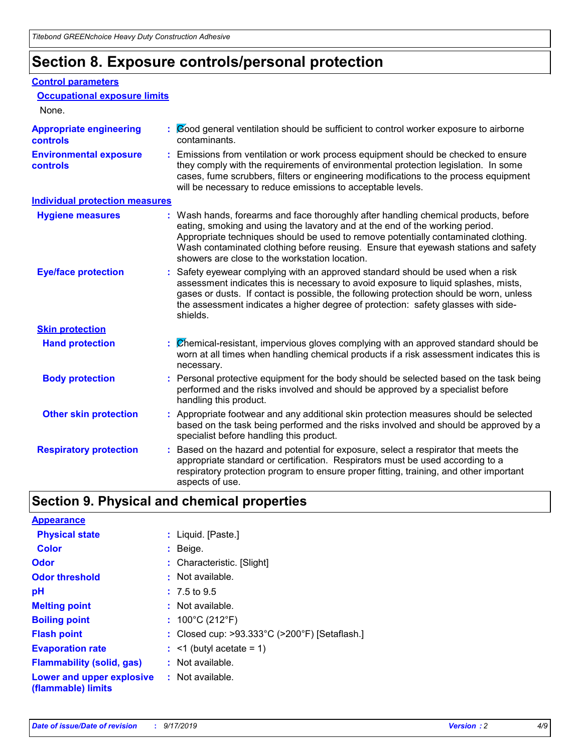# Section 8. Exposure controls/personal protection

## Control parameters

### Occupational exposure limits

None.

**Appropriate engineering controls** : Good general ventilation should be sufficient to control worker exposure to airborne contaminants.

**Environmental exposure controls** : Emissions from ventilation or work process equipment should be checked to ensure they comply with the requirements of environmental protection legislation. In some cases, fume scrubbers, filters or engineering modifications to the process equipment will be necessary to reduce emissions to acceptable levels.

## Individual protection measures

**Hygiene measures** : Wash hands, forearms and face thoroughly after handling chemical products, before eating, smoking and using the lavatory and at the end of the working period. Appropriate techniques should be used to remove potentially contaminated clothing. Wash contaminated clothing before reusing. Ensure that eyewash stations and safety showers are close to the workstation location.

**Eye/face protection** : Safety eyewear complying with an approved standard should be used when a risk assessment indicates this is necessary to avoid exposure to liquid splashes, mists, gases or dusts. If contact is possible, the following protection should be worn, unless the assessment indicates a higher degree of protection: safety glasses with side-shields.

### Skin protection

**Hand protection** : Chemical-resistant, impervious gloves complying with an approved standard should be worn at all times when handling chemical products if a risk assessment indicates this is necessary.

**Body protection** : Personal protective equipment for the body should be selected based on the task being performed and the risks involved and should be approved by a specialist before handling this product.

**Other skin protection** : Appropriate footwear and any additional skin protection measures should be selected based on the task being performed and the risks involved and should be approved by a specialist before handling this product.

**Respiratory protection** : Based on the hazard and potential for exposure, select a respirator that meets the appropriate standard or certification. Respirators must be used according to a respiratory protection program to ensure proper fitting, training, and other important aspects of use.

# Section 9. Physical and chemical properties

## Appearance

**Physical state** : Liquid. [Paste.]

**Color** : Beige.

**Odor** : Characteristic. [Slight]

**Odor threshold** : Not available.

**pH** : 7.5 to 9.5

**Melting point** : Not available.

**Boiling point** : 100°C (212°F)

**Flash point** : Closed cup: >93.333°C (>200°F) [Setaflash.]

**Evaporation rate** : <1 (butyl acetate = 1)

**Flammability (solid, gas)** : Not available.

**Lower and upper explosive (flammable) limits** : Not available.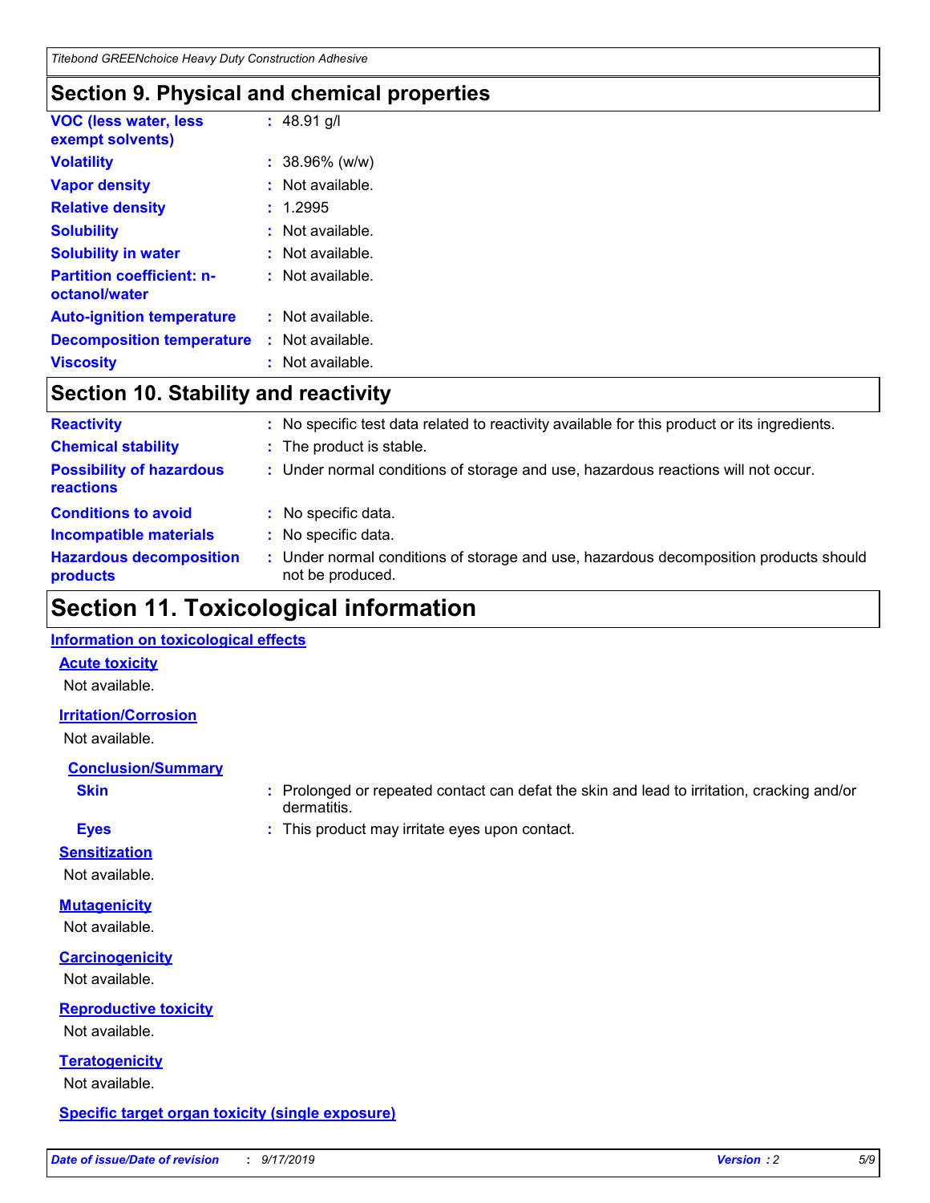## Section 9. Physical and chemical properties

| | |
|---|---|
| **VOC (less water, less exempt solvents)** | : 48.91 g/l |
| **Volatility** | : 38.96% (w/w) |
| **Vapor density** | : Not available. |
| **Relative density** | : 1.2995 |
| **Solubility** | : Not available. |
| **Solubility in water** | : Not available. |
| **Partition coefficient: n-octanol/water** | : Not available. |
| **Auto-ignition temperature** | : Not available. |
| **Decomposition temperature** | : Not available. |
| **Viscosity** | : Not available. |

## Section 10. Stability and reactivity

| | |
|---|---|
| **Reactivity** | : No specific test data related to reactivity available for this product or its ingredients. |
| **Chemical stability** | : The product is stable. |
| **Possibility of hazardous reactions** | : Under normal conditions of storage and use, hazardous reactions will not occur. |
| **Conditions to avoid** | : No specific data. |
| **Incompatible materials** | : No specific data. |
| **Hazardous decomposition products** | : Under normal conditions of storage and use, hazardous decomposition products should not be produced. |

## Section 11. Toxicological information

### Information on toxicological effects

**Acute toxicity**

Not available.

**Irritation/Corrosion**

Not available.

**Conclusion/Summary**

| | |
|---|---|
| **Skin** | : Prolonged or repeated contact can defat the skin and lead to irritation, cracking and/or dermatitis. |
| **Eyes** | : This product may irritate eyes upon contact. |

**Sensitization**

Not available.

**Mutagenicity**

Not available.

**Carcinogenicity**

Not available.

**Reproductive toxicity**

Not available.

**Teratogenicity**

Not available.

**Specific target organ toxicity (single exposure)**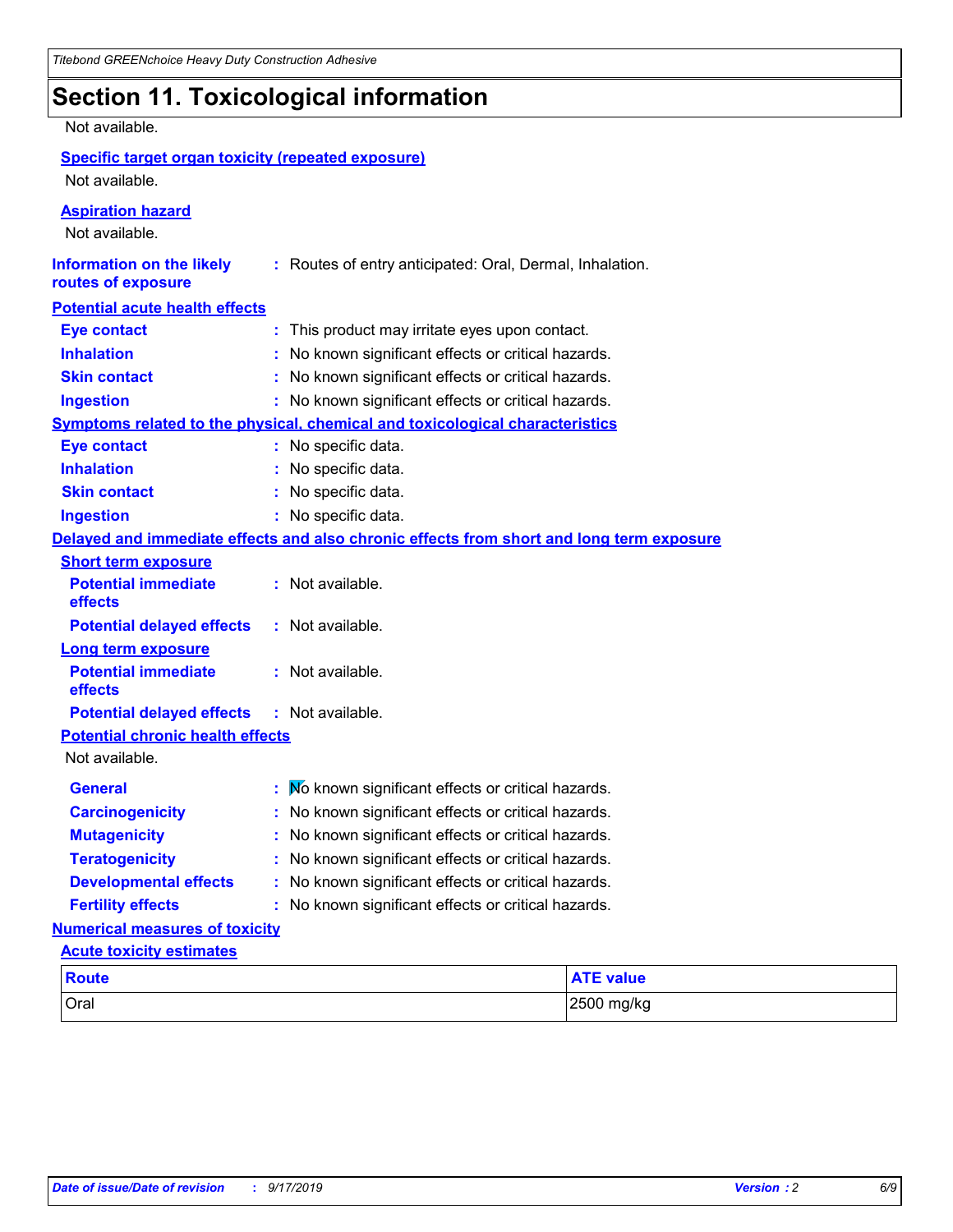# Section 11. Toxicological information

Not available.

**Specific target organ toxicity (repeated exposure)**

Not available.

**Aspiration hazard**

Not available.

**Information on the likely routes of exposure** : Routes of entry anticipated: Oral, Dermal, Inhalation.

**Potential acute health effects**

- **Eye contact** : This product may irritate eyes upon contact.
- **Inhalation** : No known significant effects or critical hazards.
- **Skin contact** : No known significant effects or critical hazards.
- **Ingestion** : No known significant effects or critical hazards.

**Symptoms related to the physical, chemical and toxicological characteristics**

- **Eye contact** : No specific data.
- **Inhalation** : No specific data.
- **Skin contact** : No specific data.
- **Ingestion** : No specific data.

**Delayed and immediate effects and also chronic effects from short and long term exposure**

**Short term exposure**

- **Potential immediate effects** : Not available.
- **Potential delayed effects** : Not available.

**Long term exposure**

- **Potential immediate effects** : Not available.
- **Potential delayed effects** : Not available.

**Potential chronic health effects**

Not available.

- **General** : No known significant effects or critical hazards.
- **Carcinogenicity** : No known significant effects or critical hazards.
- **Mutagenicity** : No known significant effects or critical hazards.
- **Teratogenicity** : No known significant effects or critical hazards.
- **Developmental effects** : No known significant effects or critical hazards.
- **Fertility effects** : No known significant effects or critical hazards.

**Numerical measures of toxicity**

**Acute toxicity estimates**

| Route | ATE value |
|---|---|
| Oral | 2500 mg/kg |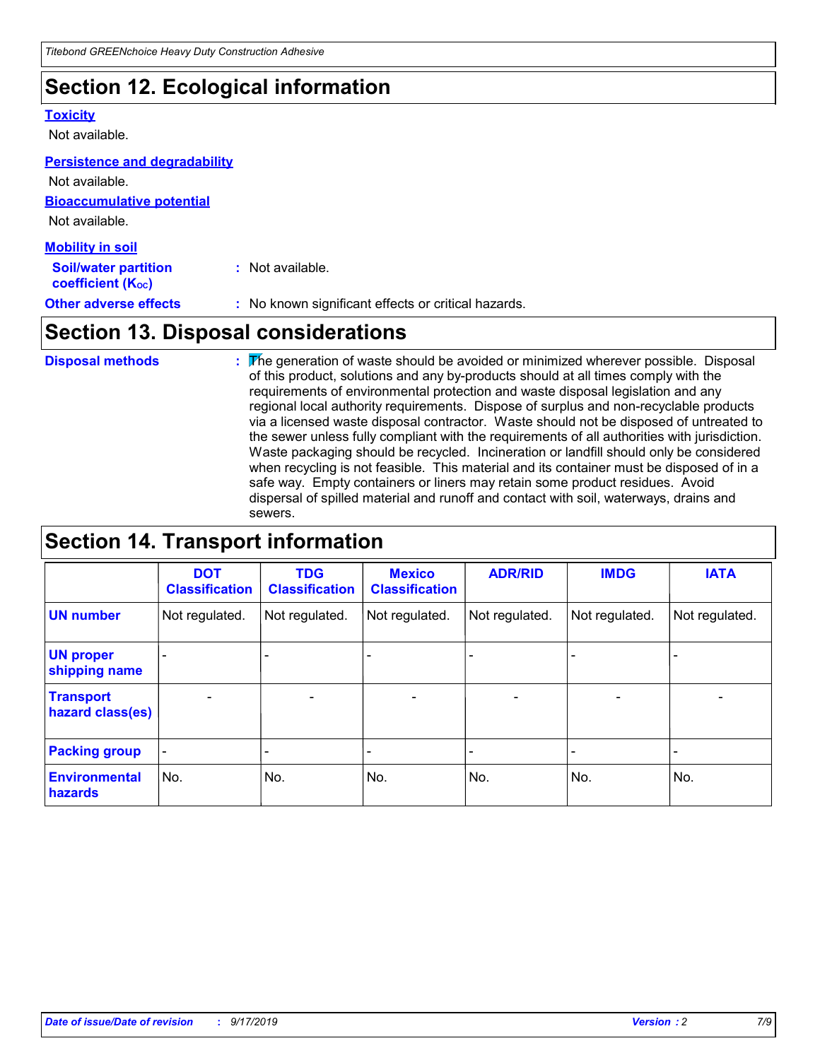## Section 12. Ecological information

**Toxicity**

Not available.

**Persistence and degradability**

Not available.

**Bioaccumulative potential**

Not available.

**Mobility in soil**

**Soil/water partition coefficient ($K_{OC}$)** : Not available.

**Other adverse effects** : No known significant effects or critical hazards.

## Section 13. Disposal considerations

**Disposal methods** : The generation of waste should be avoided or minimized wherever possible. Disposal of this product, solutions and any by-products should at all times comply with the requirements of environmental protection and waste disposal legislation and any regional local authority requirements. Dispose of surplus and non-recyclable products via a licensed waste disposal contractor. Waste should not be disposed of untreated to the sewer unless fully compliant with the requirements of all authorities with jurisdiction. Waste packaging should be recycled. Incineration or landfill should only be considered when recycling is not feasible. This material and its container must be disposed of in a safe way. Empty containers or liners may retain some product residues. Avoid dispersal of spilled material and runoff and contact with soil, waterways, drains and sewers.

## Section 14. Transport information

| | DOT Classification | TDG Classification | Mexico Classification | ADR/RID | IMDG | IATA |
|---|---|---|---|---|---|---|
| **UN number** | Not regulated. | Not regulated. | Not regulated. | Not regulated. | Not regulated. | Not regulated. |
| **UN proper shipping name** | - | - | - | - | - | - |
| **Transport hazard class(es)** | - | - | - | - | - | - |
| **Packing group** | - | - | - | - | - | - |
| **Environmental hazards** | No. | No. | No. | No. | No. | No. |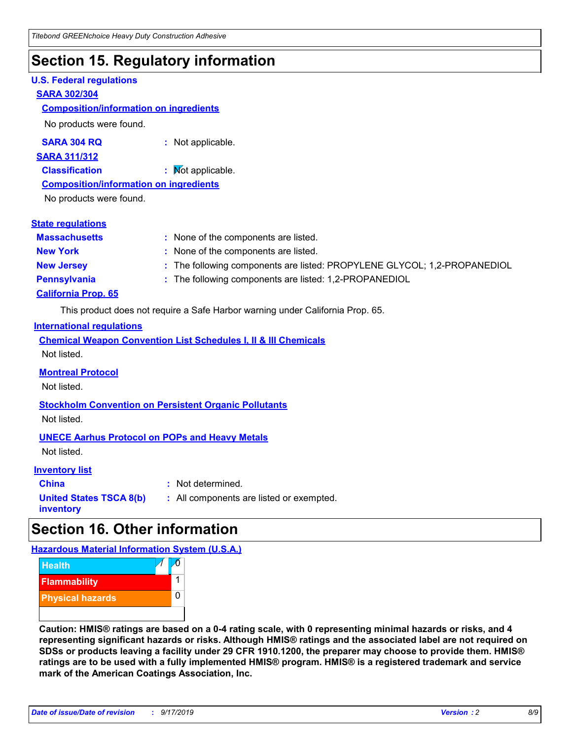# Section 15. Regulatory information

## U.S. Federal regulations

### SARA 302/304

**Composition/information on ingredients**

No products were found.

**SARA 304 RQ** : Not applicable.

### SARA 311/312

**Classification** : Not applicable.

**Composition/information on ingredients**

No products were found.

## State regulations

**Massachusetts** : None of the components are listed.

**New York** : None of the components are listed.

**New Jersey** : The following components are listed: PROPYLENE GLYCOL; 1,2-PROPANEDIOL

**Pennsylvania** : The following components are listed: 1,2-PROPANEDIOL

### California Prop. 65

This product does not require a Safe Harbor warning under California Prop. 65.

## International regulations

**Chemical Weapon Convention List Schedules I, II & III Chemicals**

Not listed.

**Montreal Protocol**

Not listed.

**Stockholm Convention on Persistent Organic Pollutants**

Not listed.

**UNECE Aarhus Protocol on POPs and Heavy Metals**

Not listed.

## Inventory list

**China** : Not determined.

**United States TSCA 8(b) inventory** : All components are listed or exempted.

# Section 16. Other information

## Hazardous Material Information System (U.S.A.)

| Hazard | Rating |
| --- | --- |
| Health | / 0 |
| Flammability | 1 |
| Physical hazards | 0 |

**Caution: HMIS® ratings are based on a 0-4 rating scale, with 0 representing minimal hazards or risks, and 4 representing significant hazards or risks. Although HMIS® ratings and the associated label are not required on SDSs or products leaving a facility under 29 CFR 1910.1200, the preparer may choose to provide them. HMIS® ratings are to be used with a fully implemented HMIS® program. HMIS® is a registered trademark and service mark of the American Coatings Association, Inc.**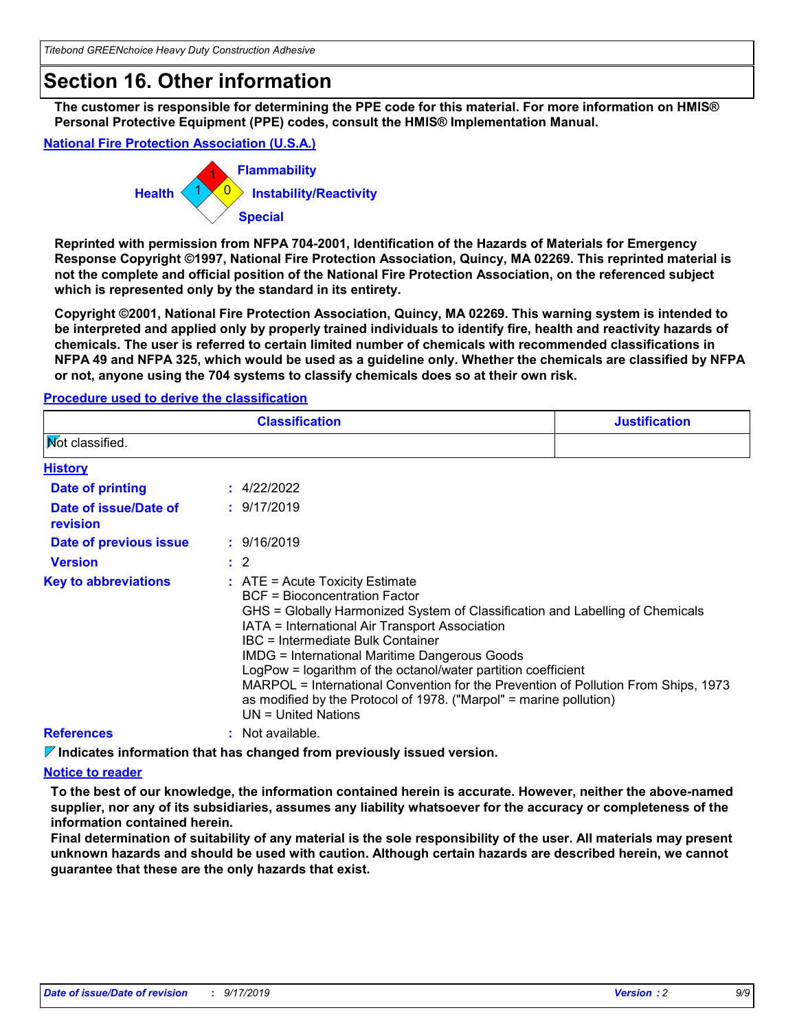# Section 16. Other information

**The customer is responsible for determining the PPE code for this material. For more information on HMIS® Personal Protective Equipment (PPE) codes, consult the HMIS® Implementation Manual.**

**National Fire Protection Association (U.S.A.)**

Flammability: 1
Health: 1
Instability/Reactivity: 0
Special

**Reprinted with permission from NFPA 704-2001, Identification of the Hazards of Materials for Emergency Response Copyright ©1997, National Fire Protection Association, Quincy, MA 02269. This reprinted material is not the complete and official position of the National Fire Protection Association, on the referenced subject which is represented only by the standard in its entirety.**

**Copyright ©2001, National Fire Protection Association, Quincy, MA 02269. This warning system is intended to be interpreted and applied only by properly trained individuals to identify fire, health and reactivity hazards of chemicals. The user is referred to certain limited number of chemicals with recommended classifications in NFPA 49 and NFPA 325, which would be used as a guideline only. Whether the chemicals are classified by NFPA or not, anyone using the 704 systems to classify chemicals does so at their own risk.**

**Procedure used to derive the classification**

| Classification | Justification |
|---|---|
| Not classified. | |

**History**

**Date of printing** : 4/22/2022

**Date of issue/Date of revision** : 9/17/2019

**Date of previous issue** : 9/16/2019

**Version** : 2

**Key to abbreviations** :
ATE = Acute Toxicity Estimate
BCF = Bioconcentration Factor
GHS = Globally Harmonized System of Classification and Labelling of Chemicals
IATA = International Air Transport Association
IBC = Intermediate Bulk Container
IMDG = International Maritime Dangerous Goods
LogPow = logarithm of the octanol/water partition coefficient
MARPOL = International Convention for the Prevention of Pollution From Ships, 1973 as modified by the Protocol of 1978. ("Marpol" = marine pollution)
UN = United Nations

**References** : Not available.

**Indicates information that has changed from previously issued version.**

**Notice to reader**

**To the best of our knowledge, the information contained herein is accurate. However, neither the above-named supplier, nor any of its subsidiaries, assumes any liability whatsoever for the accuracy or completeness of the information contained herein.**

**Final determination of suitability of any material is the sole responsibility of the user. All materials may present unknown hazards and should be used with caution. Although certain hazards are described herein, we cannot guarantee that these are the only hazards that exist.**